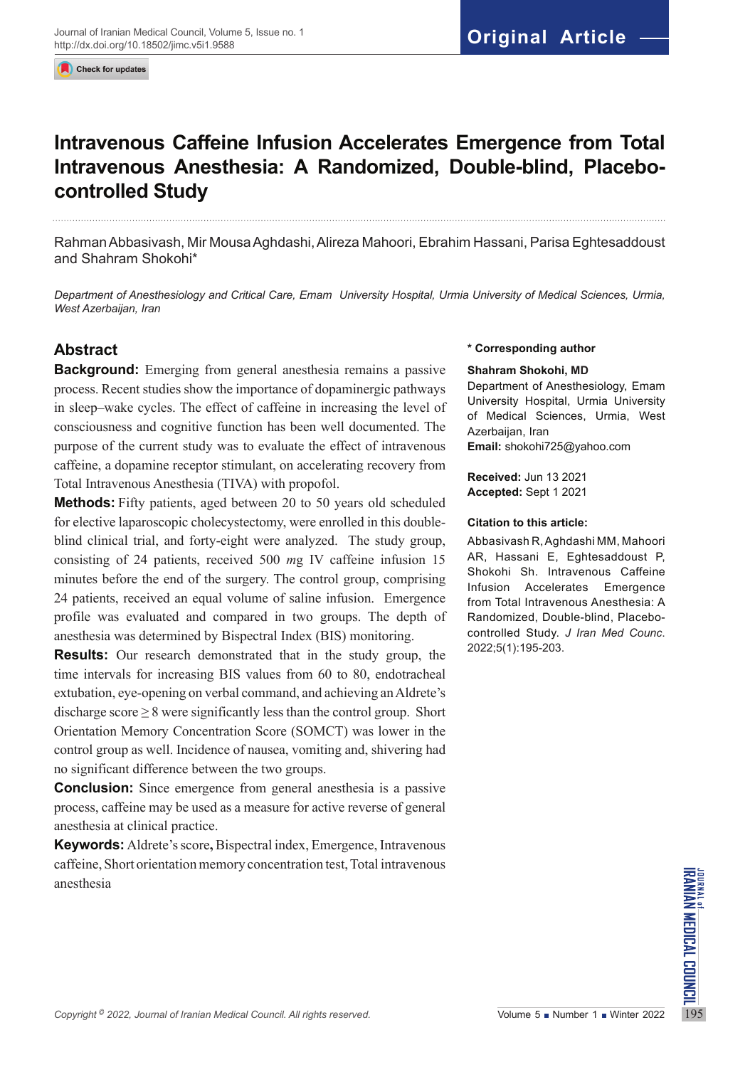Original Article

# Intravenous Caffeine Infusion Accelerates Emergence from Total Intravenous Anesthesia: A Randomized, Double-blind, Placebo-controlled Study

Rahman Abbasivash, Mir Mousa Aghdashi, Alireza Mahoori, Ebrahim Hassani, Parisa Eghtesaddoust and Shahram Shokohi*

*Department of Anesthesiology and Critical Care, Emam University Hospital, Urmia University of Medical Sciences, Urmia, West Azerbaijan, Iran*

## Abstract

**Background:** Emerging from general anesthesia remains a passive process. Recent studies show the importance of dopaminergic pathways in sleep–wake cycles. The effect of caffeine in increasing the level of consciousness and cognitive function has been well documented. The purpose of the current study was to evaluate the effect of intravenous caffeine, a dopamine receptor stimulant, on accelerating recovery from Total Intravenous Anesthesia (TIVA) with propofol.

**Methods:** Fifty patients, aged between 20 to 50 years old scheduled for elective laparoscopic cholecystectomy, were enrolled in this double-blind clinical trial, and forty-eight were analyzed. The study group, consisting of 24 patients, received 500 *mg* IV caffeine infusion 15 minutes before the end of the surgery. The control group, comprising 24 patients, received an equal volume of saline infusion. Emergence profile was evaluated and compared in two groups. The depth of anesthesia was determined by Bispectral Index (BIS) monitoring.

**Results:** Our research demonstrated that in the study group, the time intervals for increasing BIS values from 60 to 80, endotracheal extubation, eye-opening on verbal command, and achieving an Aldrete's discharge score $\geq 8$ were significantly less than the control group. Short Orientation Memory Concentration Score (SOMCT) was lower in the control group as well. Incidence of nausea, vomiting and, shivering had no significant difference between the two groups.

**Conclusion:** Since emergence from general anesthesia is a passive process, caffeine may be used as a measure for active reverse of general anesthesia at clinical practice.

**Keywords:** Aldrete's score**,** Bispectral index, Emergence, Intravenous caffeine, Short orientation memory concentration test, Total intravenous anesthesia

**\* Corresponding author**

**Shahram Shokohi, MD**
Department of Anesthesiology, Emam University Hospital, Urmia University of Medical Sciences, Urmia, West Azerbaijan, Iran
**Email:** shokohi725@yahoo.com

**Received:** Jun 13 2021
**Accepted:** Sept 1 2021

**Citation to this article:**

Abbasivash R, Aghdashi MM, Mahoori AR, Hassani E, Eghtesaddoust P, Shokohi Sh. Intravenous Caffeine Infusion Accelerates Emergence from Total Intravenous Anesthesia: A Randomized, Double-blind, Placebo-controlled Study. *J Iran Med Counc*. 2022;5(1):195-203.

Copyright © 2022, Journal of Iranian Medical Council. All rights reserved.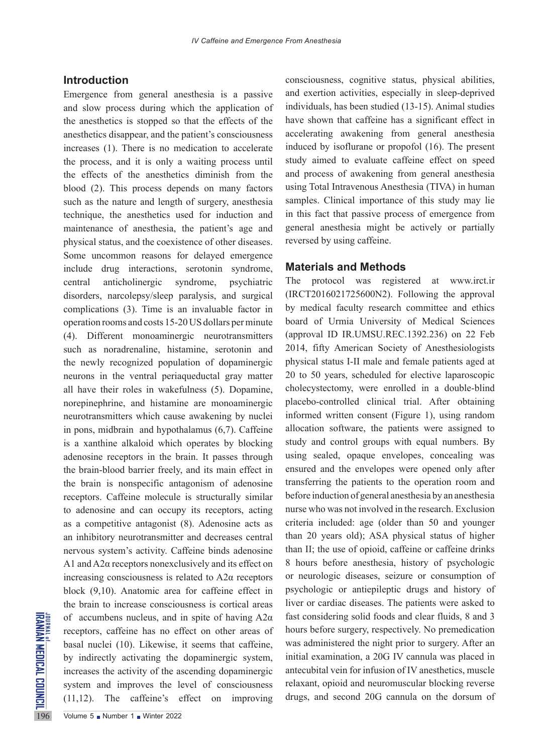## Introduction

Emergence from general anesthesia is a passive and slow process during which the application of the anesthetics is stopped so that the effects of the anesthetics disappear, and the patient's consciousness increases (1). There is no medication to accelerate the process, and it is only a waiting process until the effects of the anesthetics diminish from the blood (2). This process depends on many factors such as the nature and length of surgery, anesthesia technique, the anesthetics used for induction and maintenance of anesthesia, the patient's age and physical status, and the coexistence of other diseases. Some uncommon reasons for delayed emergence include drug interactions, serotonin syndrome, central anticholinergic syndrome, psychiatric disorders, narcolepsy/sleep paralysis, and surgical complications (3). Time is an invaluable factor in operation rooms and costs 15-20 US dollars per minute (4). Different monoaminergic neurotransmitters such as noradrenaline, histamine, serotonin and the newly recognized population of dopaminergic neurons in the ventral periaqueductal gray matter all have their roles in wakefulness (5). Dopamine, norepinephrine, and histamine are monoaminergic neurotransmitters which cause awakening by nuclei in pons, midbrain and hypothalamus (6,7). Caffeine is a xanthine alkaloid which operates by blocking adenosine receptors in the brain. It passes through the brain-blood barrier freely, and its main effect in the brain is nonspecific antagonism of adenosine receptors. Caffeine molecule is structurally similar to adenosine and can occupy its receptors, acting as a competitive antagonist (8). Adenosine acts as an inhibitory neurotransmitter and decreases central nervous system's activity. Caffeine binds adenosine A1 and A2α receptors nonexclusively and its effect on increasing consciousness is related to A2α receptors block (9,10). Anatomic area for caffeine effect in the brain to increase consciousness is cortical areas of accumbens nucleus, and in spite of having A2α receptors, caffeine has no effect on other areas of basal nuclei (10). Likewise, it seems that caffeine, by indirectly activating the dopaminergic system, increases the activity of the ascending dopaminergic system and improves the level of consciousness (11,12). The caffeine's effect on improving consciousness, cognitive status, physical abilities, and exertion activities, especially in sleep-deprived individuals, has been studied (13-15). Animal studies have shown that caffeine has a significant effect in accelerating awakening from general anesthesia induced by isoflurane or propofol (16). The present study aimed to evaluate caffeine effect on speed and process of awakening from general anesthesia using Total Intravenous Anesthesia (TIVA) in human samples. Clinical importance of this study may lie in this fact that passive process of emergence from general anesthesia might be actively or partially reversed by using caffeine.

## Materials and Methods

The protocol was registered at www.irct.ir (IRCT2016021725600N2). Following the approval by medical faculty research committee and ethics board of Urmia University of Medical Sciences (approval ID IR.UMSU.REC.1392.236) on 22 Feb 2014, fifty American Society of Anesthesiologists physical status I-II male and female patients aged at 20 to 50 years, scheduled for elective laparoscopic cholecystectomy, were enrolled in a double-blind placebo-controlled clinical trial. After obtaining informed written consent (Figure 1), using random allocation software, the patients were assigned to study and control groups with equal numbers. By using sealed, opaque envelopes, concealing was ensured and the envelopes were opened only after transferring the patients to the operation room and before induction of general anesthesia by an anesthesia nurse who was not involved in the research. Exclusion criteria included: age (older than 50 and younger than 20 years old); ASA physical status of higher than II; the use of opioid, caffeine or caffeine drinks 8 hours before anesthesia, history of psychologic or neurologic diseases, seizure or consumption of psychologic or antiepileptic drugs and history of liver or cardiac diseases. The patients were asked to fast considering solid foods and clear fluids, 8 and 3 hours before surgery, respectively. No premedication was administered the night prior to surgery. After an initial examination, a 20G IV cannula was placed in antecubital vein for infusion of IV anesthetics, muscle relaxant, opioid and neuromuscular blocking reverse drugs, and second 20G cannula on the dorsum of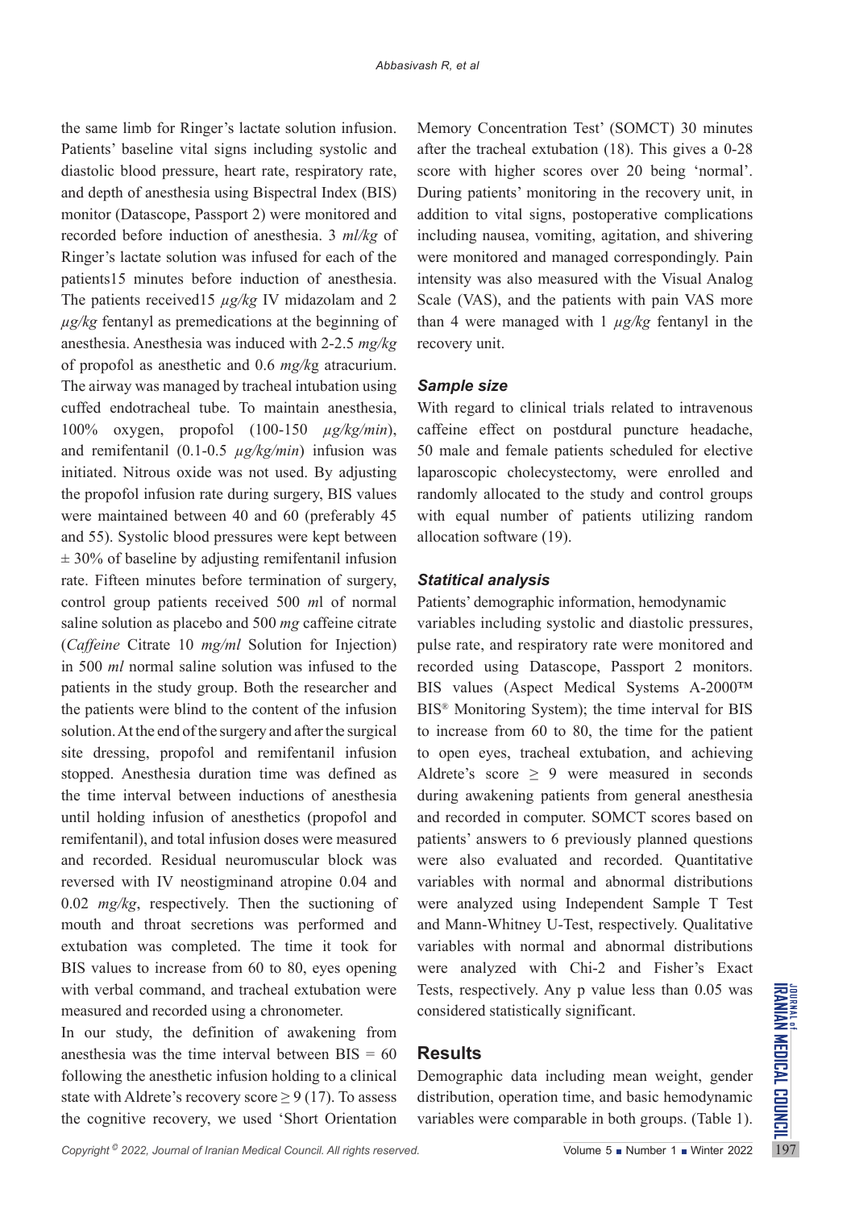the same limb for Ringer's lactate solution infusion. Patients' baseline vital signs including systolic and diastolic blood pressure, heart rate, respiratory rate, and depth of anesthesia using Bispectral Index (BIS) monitor (Datascope, Passport 2) were monitored and recorded before induction of anesthesia. 3 *ml/kg* of Ringer's lactate solution was infused for each of the patients15 minutes before induction of anesthesia. The patients received15 *μg/kg* IV midazolam and 2 *μg/kg* fentanyl as premedications at the beginning of anesthesia. Anesthesia was induced with 2-2.5 *mg/kg* of propofol as anesthetic and 0.6 *mg/k*g atracurium. The airway was managed by tracheal intubation using cuffed endotracheal tube. To maintain anesthesia, 100% oxygen, propofol (100-150 *μg/kg/min*), and remifentanil (0.1-0.5 *μg/kg/min*) infusion was initiated. Nitrous oxide was not used. By adjusting the propofol infusion rate during surgery, BIS values were maintained between 40 and 60 (preferably 45 and 55). Systolic blood pressures were kept between ± 30% of baseline by adjusting remifentanil infusion rate. Fifteen minutes before termination of surgery, control group patients received 500 *m*l of normal saline solution as placebo and 500 *mg* caffeine citrate (*Caffeine* Citrate 10 *mg/ml* Solution for Injection) in 500 *ml* normal saline solution was infused to the patients in the study group. Both the researcher and the patients were blind to the content of the infusion solution. At the end of the surgery and after the surgical site dressing, propofol and remifentanil infusion stopped. Anesthesia duration time was defined as the time interval between inductions of anesthesia until holding infusion of anesthetics (propofol and remifentanil), and total infusion doses were measured and recorded. Residual neuromuscular block was reversed with IV neostigminand atropine 0.04 and 0.02 *mg/kg*, respectively. Then the suctioning of mouth and throat secretions was performed and extubation was completed. The time it took for BIS values to increase from 60 to 80, eyes opening with verbal command, and tracheal extubation were measured and recorded using a chronometer.

In our study, the definition of awakening from anesthesia was the time interval between BIS = 60 following the anesthetic infusion holding to a clinical state with Aldrete's recovery score ≥ 9 (17). To assess the cognitive recovery, we used 'Short Orientation Memory Concentration Test' (SOMCT) 30 minutes after the tracheal extubation (18). This gives a 0-28 score with higher scores over 20 being 'normal'. During patients' monitoring in the recovery unit, in addition to vital signs, postoperative complications including nausea, vomiting, agitation, and shivering were monitored and managed correspondingly. Pain intensity was also measured with the Visual Analog Scale (VAS), and the patients with pain VAS more than 4 were managed with 1 *μg/kg* fentanyl in the recovery unit.

### *Sample size*

With regard to clinical trials related to intravenous caffeine effect on postdural puncture headache, 50 male and female patients scheduled for elective laparoscopic cholecystectomy, were enrolled and randomly allocated to the study and control groups with equal number of patients utilizing random allocation software (19).

### *Statitical analysis*

Patients' demographic information, hemodynamic variables including systolic and diastolic pressures, pulse rate, and respiratory rate were monitored and recorded using Datascope, Passport 2 monitors. BIS values (Aspect Medical Systems A-2000™ BIS® Monitoring System); the time interval for BIS to increase from 60 to 80, the time for the patient to open eyes, tracheal extubation, and achieving Aldrete's score ≥ 9 were measured in seconds during awakening patients from general anesthesia and recorded in computer. SOMCT scores based on patients' answers to 6 previously planned questions were also evaluated and recorded. Quantitative variables with normal and abnormal distributions were analyzed using Independent Sample T Test and Mann-Whitney U-Test, respectively. Qualitative variables with normal and abnormal distributions were analyzed with Chi-2 and Fisher's Exact Tests, respectively. Any p value less than 0.05 was considered statistically significant.

## Results

Demographic data including mean weight, gender distribution, operation time, and basic hemodynamic variables were comparable in both groups. (Table 1).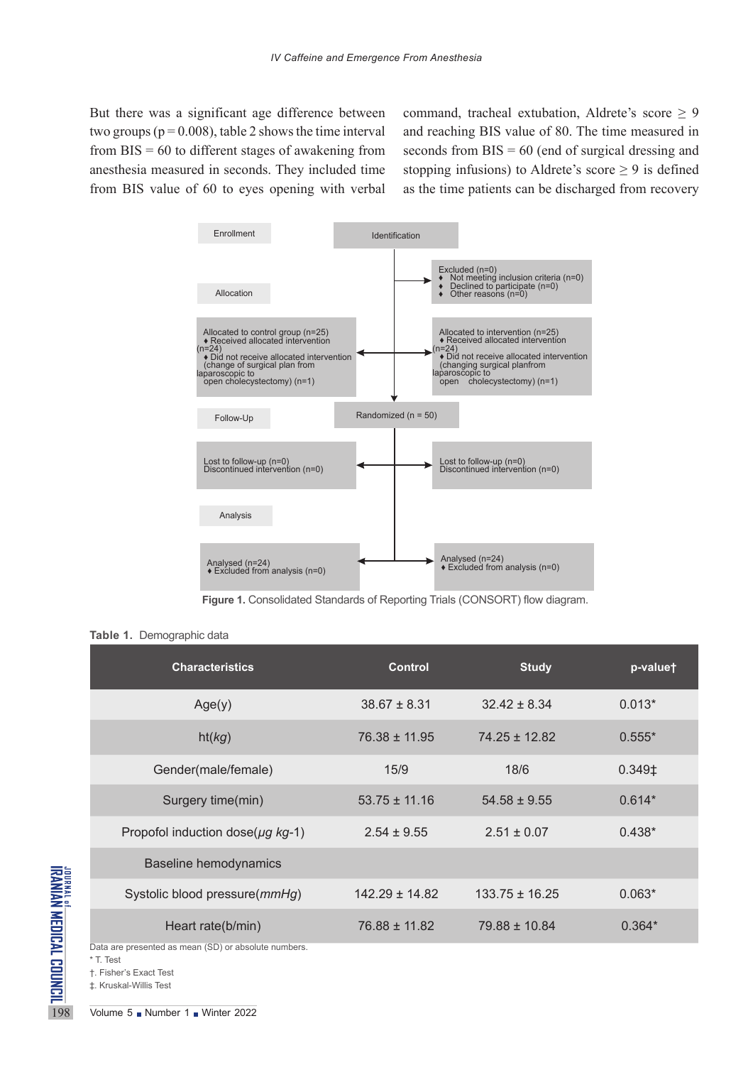But there was a significant age difference between two groups (p = 0.008), table 2 shows the time interval from BIS = 60 to different stages of awakening from anesthesia measured in seconds. They included time from BIS value of 60 to eyes opening with verbal command, tracheal extubation, Aldrete's score ≥ 9 and reaching BIS value of 80. The time measured in seconds from BIS = 60 (end of surgical dressing and stopping infusions) to Aldrete's score ≥ 9 is defined as the time patients can be discharged from recovery

Enrollment

Identification

Excluded (n=0)
- Not meeting inclusion criteria (n=0)
- Declined to participate (n=0)
- Other reasons (n=0)

Allocation

Allocated to control group (n=25)
- Received allocated intervention (n=24)
- Did not receive allocated intervention (change of surgical plan from laparoscopic to open cholecystectomy) (n=1)

Allocated to intervention (n=25)
- Received allocated intervention (n=24)
- Did not receive allocated intervention (changing surgical planfrom laparoscopic to open cholecystectomy) (n=1)

Randomized (n = 50)

Follow-Up

Lost to follow-up (n=0)
Discontinued intervention (n=0)

Lost to follow-up (n=0)
Discontinued intervention (n=0)

Analysis

Analysed (n=24)
- Excluded from analysis (n=0)

Analysed (n=24)
- Excluded from analysis (n=0)

**Figure 1.** Consolidated Standards of Reporting Trials (CONSORT) flow diagram.

**Table 1.** Demographic data

| Characteristics | Control | Study | p-value† |
|---|---|---|---|
| Age(y) | 38.67 ± 8.31 | 32.42 ± 8.34 | 0.013* |
| ht(*kg*) | 76.38 ± 11.95 | 74.25 ± 12.82 | 0.555* |
| Gender(male/female) | 15/9 | 18/6 | 0.349‡ |
| Surgery time(min) | 53.75 ± 11.16 | 54.58 ± 9.55 | 0.614* |
| Propofol induction dose(*µg kg*-1) | 2.54 ± 9.55 | 2.51 ± 0.07 | 0.438* |
| Baseline hemodynamics | | | |
| Systolic blood pressure(*mmHg*) | 142.29 ± 14.82 | 133.75 ± 16.25 | 0.063* |
| Heart rate(b/min) | 76.88 ± 11.82 | 79.88 ± 10.84 | 0.364* |

Data are presented as mean (SD) or absolute numbers.
\* T. Test
†. Fisher's Exact Test
‡. Kruskal-Willis Test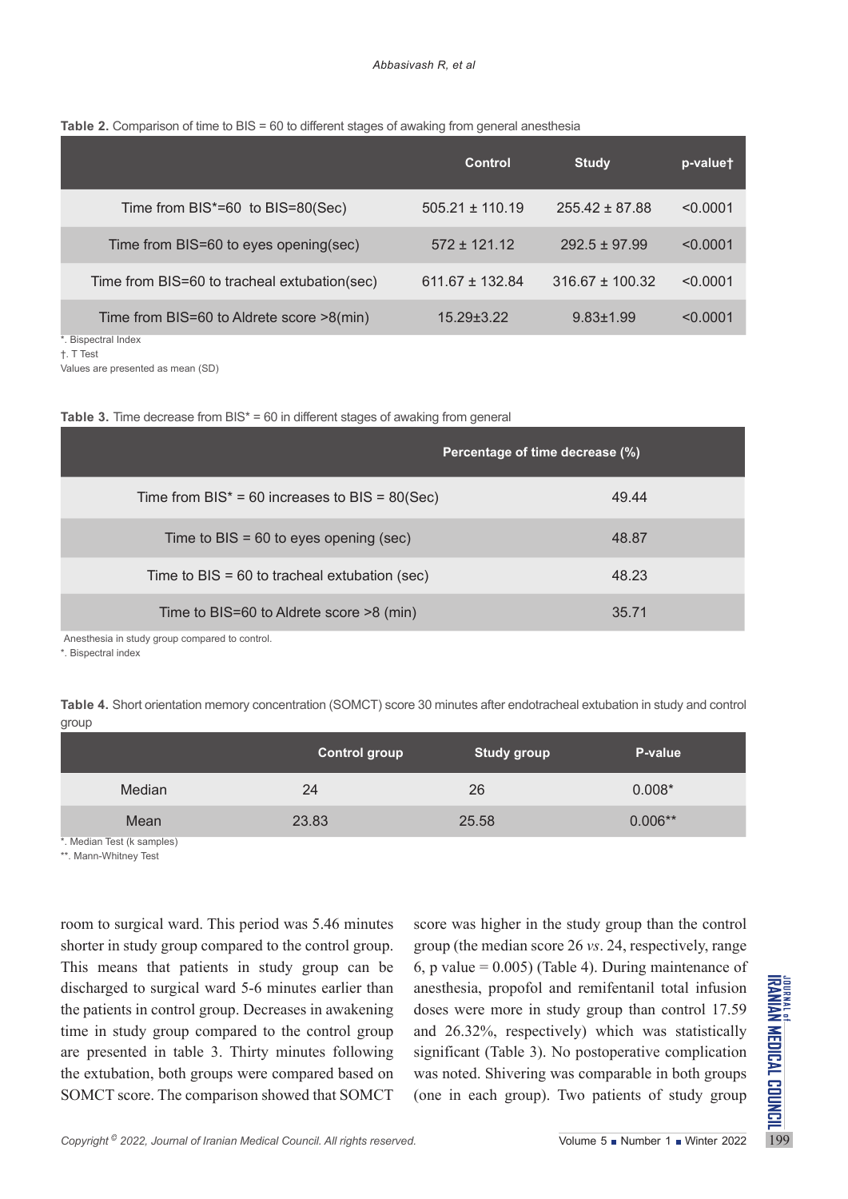**Table 2.** Comparison of time to BIS = 60 to different stages of awaking from general anesthesia

| | Control | Study | p-value† |
|---|---|---|---|
| Time from BIS*=60 to BIS=80(Sec) | 505.21 ± 110.19 | 255.42 ± 87.88 | <0.0001 |
| Time from BIS=60 to eyes opening(sec) | 572 ± 121.12 | 292.5 ± 97.99 | <0.0001 |
| Time from BIS=60 to tracheal extubation(sec) | 611.67 ± 132.84 | 316.67 ± 100.32 | <0.0001 |
| Time from BIS=60 to Aldrete score >8(min) | 15.29±3.22 | 9.83±1.99 | <0.0001 |

*. Bispectral Index
†. T Test
Values are presented as mean (SD)

**Table 3.** Time decrease from BIS* = 60 in different stages of awaking from general

| | Percentage of time decrease (%) |
|---|---|
| Time from BIS* = 60 increases to BIS = 80(Sec) | 49.44 |
| Time to BIS = 60 to eyes opening (sec) | 48.87 |
| Time to BIS = 60 to tracheal extubation (sec) | 48.23 |
| Time to BIS=60 to Aldrete score >8 (min) | 35.71 |

Anesthesia in study group compared to control.
*. Bispectral index

**Table 4.** Short orientation memory concentration (SOMCT) score 30 minutes after endotracheal extubation in study and control group

| | Control group | Study group | P-value |
|---|---|---|---|
| Median | 24 | 26 | 0.008* |
| Mean | 23.83 | 25.58 | 0.006** |

*. Median Test (k samples)
**. Mann-Whitney Test

room to surgical ward. This period was 5.46 minutes shorter in study group compared to the control group. This means that patients in study group can be discharged to surgical ward 5-6 minutes earlier than the patients in control group. Decreases in awakening time in study group compared to the control group are presented in table 3. Thirty minutes following the extubation, both groups were compared based on SOMCT score. The comparison showed that SOMCT score was higher in the study group than the control group (the median score 26 *vs*. 24, respectively, range 6, p value = 0.005) (Table 4). During maintenance of anesthesia, propofol and remifentanil total infusion doses were more in study group than control 17.59 and 26.32%, respectively) which was statistically significant (Table 3). No postoperative complication was noted. Shivering was comparable in both groups (one in each group). Two patients of study group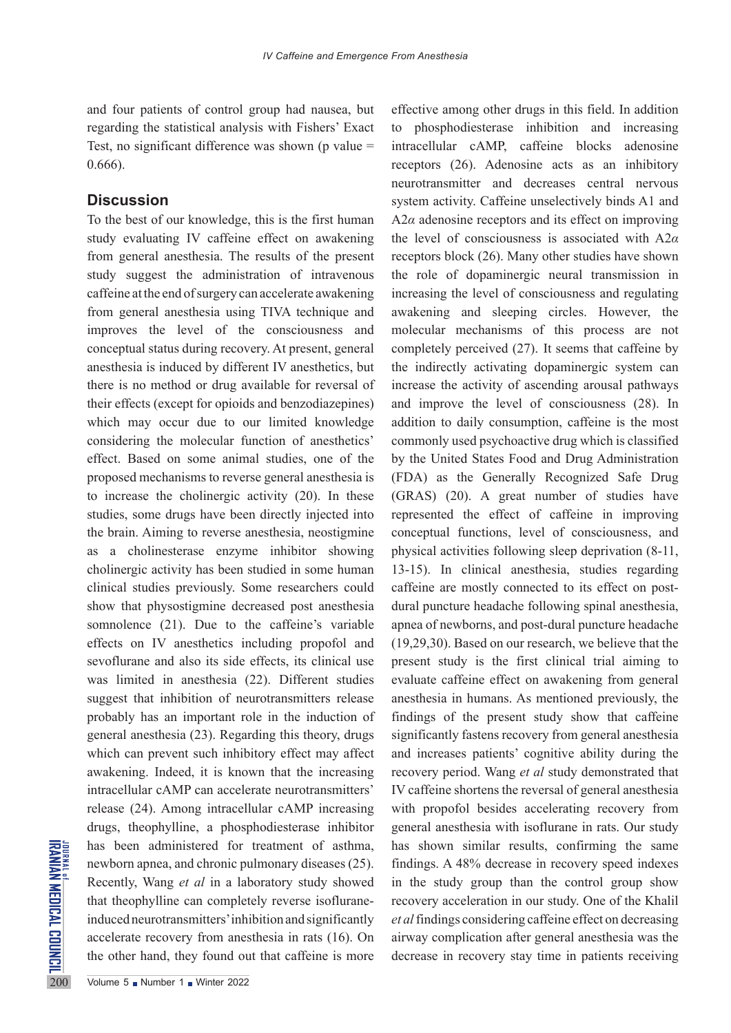and four patients of control group had nausea, but regarding the statistical analysis with Fishers' Exact Test, no significant difference was shown (p value = 0.666).

## Discussion

To the best of our knowledge, this is the first human study evaluating IV caffeine effect on awakening from general anesthesia. The results of the present study suggest the administration of intravenous caffeine at the end of surgery can accelerate awakening from general anesthesia using TIVA technique and improves the level of the consciousness and conceptual status during recovery. At present, general anesthesia is induced by different IV anesthetics, but there is no method or drug available for reversal of their effects (except for opioids and benzodiazepines) which may occur due to our limited knowledge considering the molecular function of anesthetics' effect. Based on some animal studies, one of the proposed mechanisms to reverse general anesthesia is to increase the cholinergic activity (20). In these studies, some drugs have been directly injected into the brain. Aiming to reverse anesthesia, neostigmine as a cholinesterase enzyme inhibitor showing cholinergic activity has been studied in some human clinical studies previously. Some researchers could show that physostigmine decreased post anesthesia somnolence (21). Due to the caffeine's variable effects on IV anesthetics including propofol and sevoflurane and also its side effects, its clinical use was limited in anesthesia (22). Different studies suggest that inhibition of neurotransmitters release probably has an important role in the induction of general anesthesia (23). Regarding this theory, drugs which can prevent such inhibitory effect may affect awakening. Indeed, it is known that the increasing intracellular cAMP can accelerate neurotransmitters' release (24). Among intracellular cAMP increasing drugs, theophylline, a phosphodiesterase inhibitor has been administered for treatment of asthma, newborn apnea, and chronic pulmonary diseases (25). Recently, Wang *et al* in a laboratory study showed that theophylline can completely reverse isoflurane-induced neurotransmitters' inhibition and significantly accelerate recovery from anesthesia in rats (16). On the other hand, they found out that caffeine is more effective among other drugs in this field. In addition to phosphodiesterase inhibition and increasing intracellular cAMP, caffeine blocks adenosine receptors (26). Adenosine acts as an inhibitory neurotransmitter and decreases central nervous system activity. Caffeine unselectively binds A1 and A2$\alpha$ adenosine receptors and its effect on improving the level of consciousness is associated with A2$\alpha$ receptors block (26). Many other studies have shown the role of dopaminergic neural transmission in increasing the level of consciousness and regulating awakening and sleeping circles. However, the molecular mechanisms of this process are not completely perceived (27). It seems that caffeine by the indirectly activating dopaminergic system can increase the activity of ascending arousal pathways and improve the level of consciousness (28). In addition to daily consumption, caffeine is the most commonly used psychoactive drug which is classified by the United States Food and Drug Administration (FDA) as the Generally Recognized Safe Drug (GRAS) (20). A great number of studies have represented the effect of caffeine in improving conceptual functions, level of consciousness, and physical activities following sleep deprivation (8-11, 13-15). In clinical anesthesia, studies regarding caffeine are mostly connected to its effect on post-dural puncture headache following spinal anesthesia, apnea of newborns, and post-dural puncture headache (19,29,30). Based on our research, we believe that the present study is the first clinical trial aiming to evaluate caffeine effect on awakening from general anesthesia in humans. As mentioned previously, the findings of the present study show that caffeine significantly fastens recovery from general anesthesia and increases patients' cognitive ability during the recovery period. Wang *et al* study demonstrated that IV caffeine shortens the reversal of general anesthesia with propofol besides accelerating recovery from general anesthesia with isoflurane in rats. Our study has shown similar results, confirming the same findings. A 48% decrease in recovery speed indexes in the study group than the control group show recovery acceleration in our study. One of the Khalil *et al* findings considering caffeine effect on decreasing airway complication after general anesthesia was the decrease in recovery stay time in patients receiving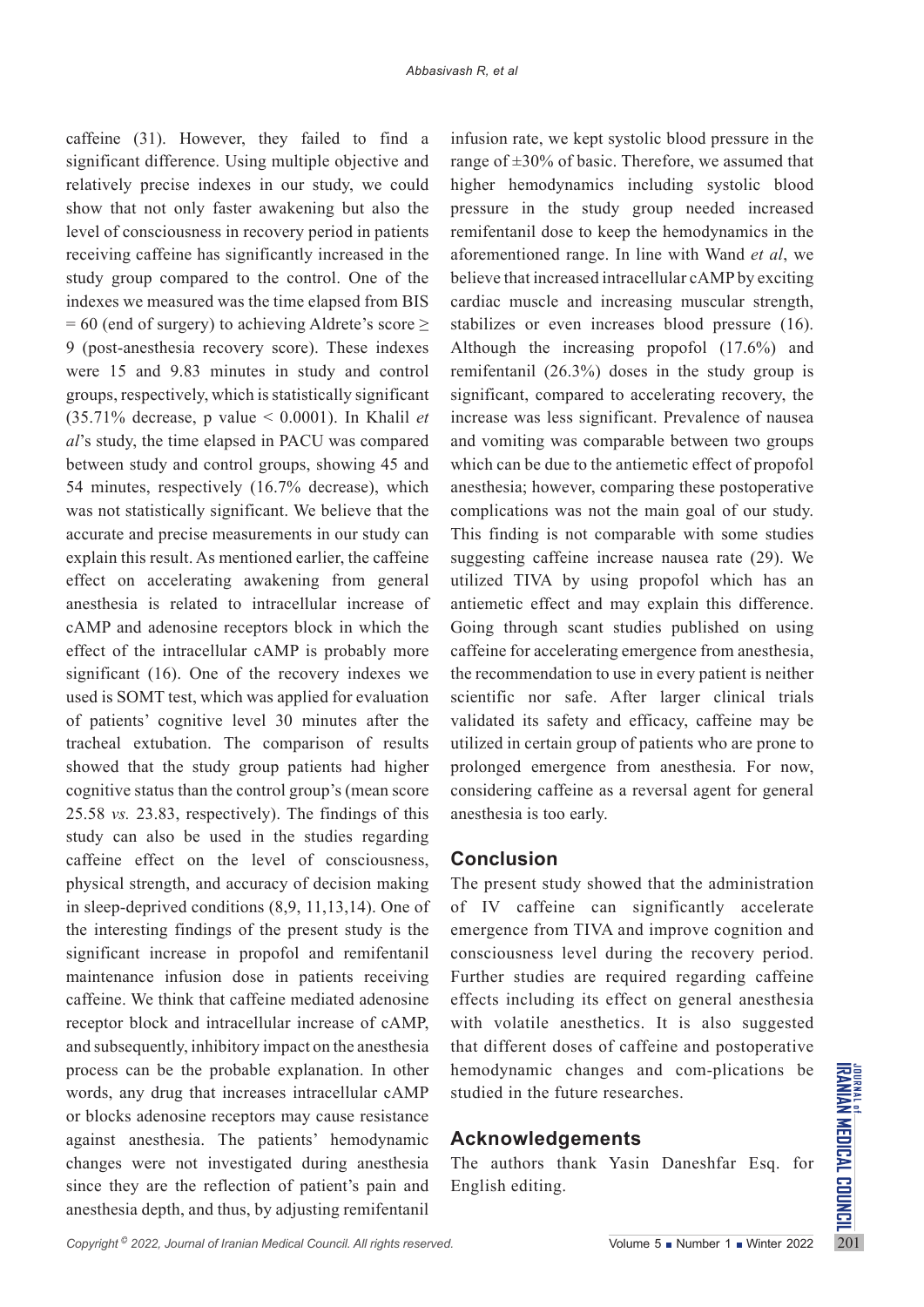caffeine (31). However, they failed to find a significant difference. Using multiple objective and relatively precise indexes in our study, we could show that not only faster awakening but also the level of consciousness in recovery period in patients receiving caffeine has significantly increased in the study group compared to the control. One of the indexes we measured was the time elapsed from BIS = 60 (end of surgery) to achieving Aldrete's score ≥ 9 (post-anesthesia recovery score). These indexes were 15 and 9.83 minutes in study and control groups, respectively, which is statistically significant (35.71% decrease, p value < 0.0001). In Khalil *et al*'s study, the time elapsed in PACU was compared between study and control groups, showing 45 and 54 minutes, respectively (16.7% decrease), which was not statistically significant. We believe that the accurate and precise measurements in our study can explain this result. As mentioned earlier, the caffeine effect on accelerating awakening from general anesthesia is related to intracellular increase of cAMP and adenosine receptors block in which the effect of the intracellular cAMP is probably more significant (16). One of the recovery indexes we used is SOMT test, which was applied for evaluation of patients' cognitive level 30 minutes after the tracheal extubation. The comparison of results showed that the study group patients had higher cognitive status than the control group's (mean score 25.58 *vs.* 23.83, respectively). The findings of this study can also be used in the studies regarding caffeine effect on the level of consciousness, physical strength, and accuracy of decision making in sleep-deprived conditions (8,9, 11,13,14). One of the interesting findings of the present study is the significant increase in propofol and remifentanil maintenance infusion dose in patients receiving caffeine. We think that caffeine mediated adenosine receptor block and intracellular increase of cAMP, and subsequently, inhibitory impact on the anesthesia process can be the probable explanation. In other words, any drug that increases intracellular cAMP or blocks adenosine receptors may cause resistance against anesthesia. The patients' hemodynamic changes were not investigated during anesthesia since they are the reflection of patient's pain and anesthesia depth, and thus, by adjusting remifentanil infusion rate, we kept systolic blood pressure in the range of ±30% of basic. Therefore, we assumed that higher hemodynamics including systolic blood pressure in the study group needed increased remifentanil dose to keep the hemodynamics in the aforementioned range. In line with Wand *et al*, we believe that increased intracellular cAMP by exciting cardiac muscle and increasing muscular strength, stabilizes or even increases blood pressure (16). Although the increasing propofol (17.6%) and remifentanil (26.3%) doses in the study group is significant, compared to accelerating recovery, the increase was less significant. Prevalence of nausea and vomiting was comparable between two groups which can be due to the antiemetic effect of propofol anesthesia; however, comparing these postoperative complications was not the main goal of our study. This finding is not comparable with some studies suggesting caffeine increase nausea rate (29). We utilized TIVA by using propofol which has an antiemetic effect and may explain this difference. Going through scant studies published on using caffeine for accelerating emergence from anesthesia, the recommendation to use in every patient is neither scientific nor safe. After larger clinical trials validated its safety and efficacy, caffeine may be utilized in certain group of patients who are prone to prolonged emergence from anesthesia. For now, considering caffeine as a reversal agent for general anesthesia is too early.

## Conclusion

The present study showed that the administration of IV caffeine can significantly accelerate emergence from TIVA and improve cognition and consciousness level during the recovery period. Further studies are required regarding caffeine effects including its effect on general anesthesia with volatile anesthetics. It is also suggested that different doses of caffeine and postoperative hemodynamic changes and com-plications be studied in the future researches.

## Acknowledgements

The authors thank Yasin Daneshfar Esq. for English editing.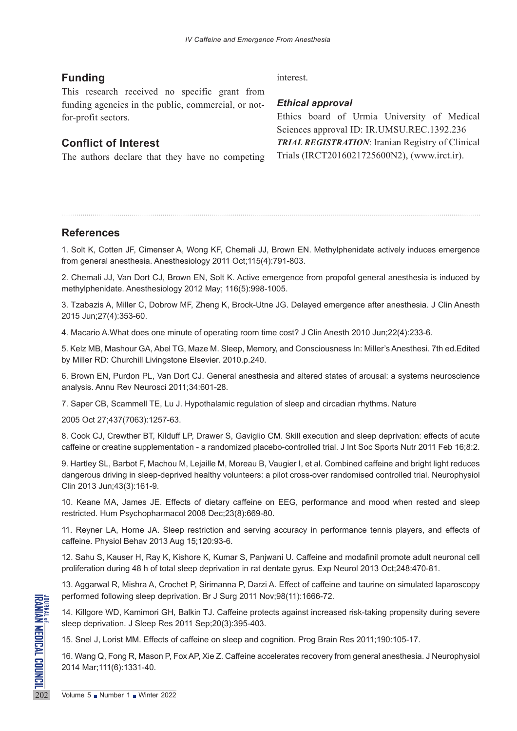## Funding

This research received no specific grant from funding agencies in the public, commercial, or not-for-profit sectors.

## Conflict of Interest

The authors declare that they have no competing interest.

### *Ethical approval*

Ethics board of Urmia University of Medical Sciences approval ID: IR.UMSU.REC.1392.236

***TRIAL REGISTRATION***: Iranian Registry of Clinical Trials (IRCT2016021725600N2), (www.irct.ir).

## References

1. Solt K, Cotten JF, Cimenser A, Wong KF, Chemali JJ, Brown EN. Methylphenidate actively induces emergence from general anesthesia. Anesthesiology 2011 Oct;115(4):791-803.

2. Chemali JJ, Van Dort CJ, Brown EN, Solt K. Active emergence from propofol general anesthesia is induced by methylphenidate. Anesthesiology 2012 May; 116(5):998-1005.

3. Tzabazis A, Miller C, Dobrow MF, Zheng K, Brock-Utne JG. Delayed emergence after anesthesia. J Clin Anesth 2015 Jun;27(4):353-60.

4. Macario A.What does one minute of operating room time cost? J Clin Anesth 2010 Jun;22(4):233-6.

5. Kelz MB, Mashour GA, Abel TG, Maze M. Sleep, Memory, and Consciousness In: Miller's Anesthesi. 7th ed.Edited by Miller RD: Churchill Livingstone Elsevier. 2010.p.240.

6. Brown EN, Purdon PL, Van Dort CJ. General anesthesia and altered states of arousal: a systems neuroscience analysis. Annu Rev Neurosci 2011;34:601-28.

7. Saper CB, Scammell TE, Lu J. Hypothalamic regulation of sleep and circadian rhythms. Nature

2005 Oct 27;437(7063):1257-63.

8. Cook CJ, Crewther BT, Kilduff LP, Drawer S, Gaviglio CM. Skill execution and sleep deprivation: effects of acute caffeine or creatine supplementation - a randomized placebo-controlled trial. J Int Soc Sports Nutr 2011 Feb 16;8:2.

9. Hartley SL, Barbot F, Machou M, Lejaille M, Moreau B, Vaugier I, et al. Combined caffeine and bright light reduces dangerous driving in sleep-deprived healthy volunteers: a pilot cross-over randomised controlled trial. Neurophysiol Clin 2013 Jun;43(3):161-9.

10. Keane MA, James JE. Effects of dietary caffeine on EEG, performance and mood when rested and sleep restricted. Hum Psychopharmacol 2008 Dec;23(8):669-80.

11. Reyner LA, Horne JA. Sleep restriction and serving accuracy in performance tennis players, and effects of caffeine. Physiol Behav 2013 Aug 15;120:93-6.

12. Sahu S, Kauser H, Ray K, Kishore K, Kumar S, Panjwani U. Caffeine and modafinil promote adult neuronal cell proliferation during 48 h of total sleep deprivation in rat dentate gyrus. Exp Neurol 2013 Oct;248:470-81.

13. Aggarwal R, Mishra A, Crochet P, Sirimanna P, Darzi A. Effect of caffeine and taurine on simulated laparoscopy performed following sleep deprivation. Br J Surg 2011 Nov;98(11):1666-72.

14. Killgore WD, Kamimori GH, Balkin TJ. Caffeine protects against increased risk-taking propensity during severe sleep deprivation. J Sleep Res 2011 Sep;20(3):395-403.

15. Snel J, Lorist MM. Effects of caffeine on sleep and cognition. Prog Brain Res 2011;190:105-17.

16. Wang Q, Fong R, Mason P, Fox AP, Xie Z. Caffeine accelerates recovery from general anesthesia. J Neurophysiol 2014 Mar;111(6):1331-40.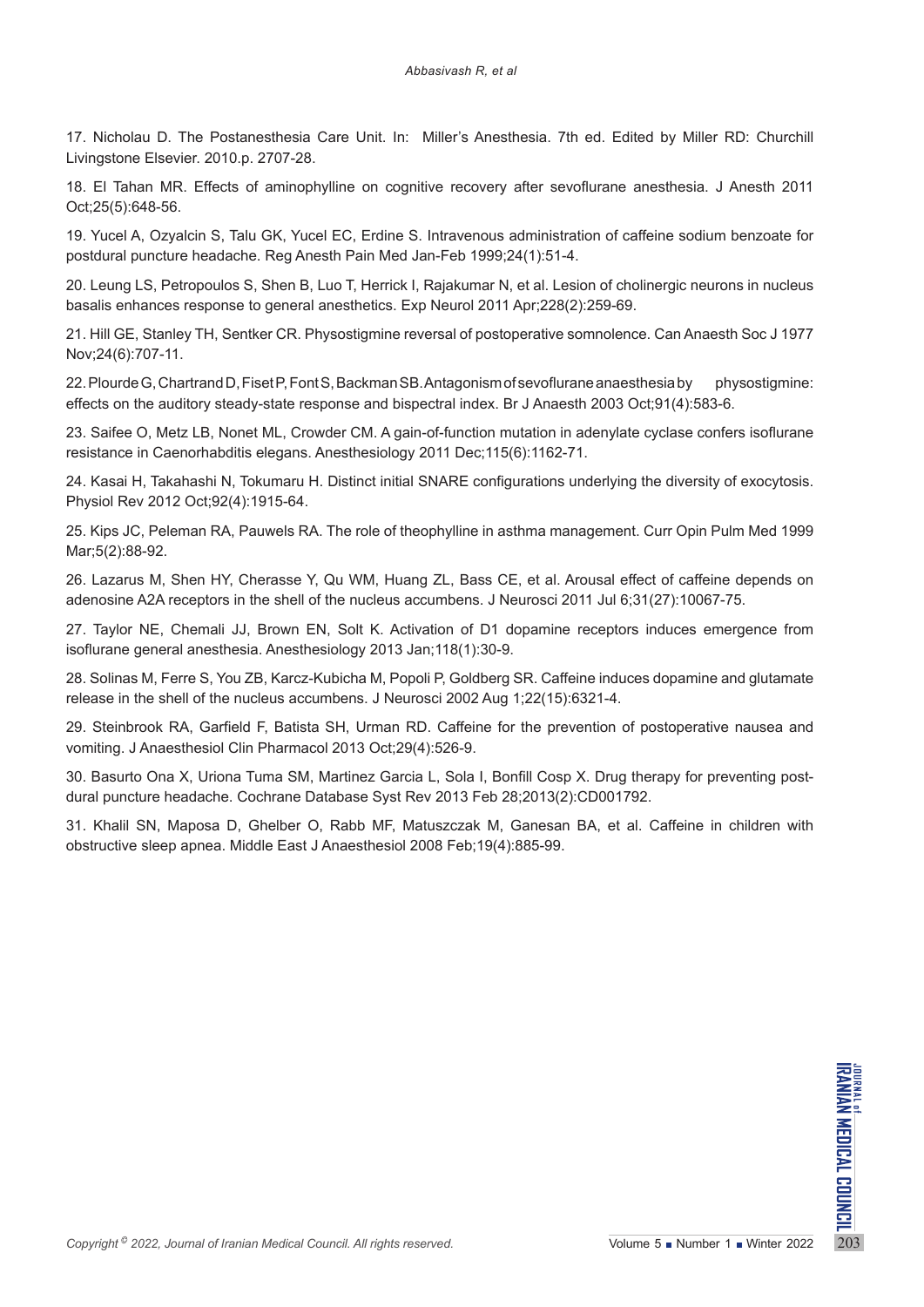17. Nicholau D. The Postanesthesia Care Unit. In: Miller's Anesthesia. 7th ed. Edited by Miller RD: Churchill Livingstone Elsevier. 2010.p. 2707-28.

18. El Tahan MR. Effects of aminophylline on cognitive recovery after sevoflurane anesthesia. J Anesth 2011 Oct;25(5):648-56.

19. Yucel A, Ozyalcin S, Talu GK, Yucel EC, Erdine S. Intravenous administration of caffeine sodium benzoate for postdural puncture headache. Reg Anesth Pain Med Jan-Feb 1999;24(1):51-4.

20. Leung LS, Petropoulos S, Shen B, Luo T, Herrick I, Rajakumar N, et al. Lesion of cholinergic neurons in nucleus basalis enhances response to general anesthetics. Exp Neurol 2011 Apr;228(2):259-69.

21. Hill GE, Stanley TH, Sentker CR. Physostigmine reversal of postoperative somnolence. Can Anaesth Soc J 1977 Nov;24(6):707-11.

22. Plourde G, Chartrand D, Fiset P, Font S, Backman SB. Antagonism of sevoflurane anaesthesia by physostigmine: effects on the auditory steady-state response and bispectral index. Br J Anaesth 2003 Oct;91(4):583-6.

23. Saifee O, Metz LB, Nonet ML, Crowder CM. A gain-of-function mutation in adenylate cyclase confers isoflurane resistance in Caenorhabditis elegans. Anesthesiology 2011 Dec;115(6):1162-71.

24. Kasai H, Takahashi N, Tokumaru H. Distinct initial SNARE configurations underlying the diversity of exocytosis. Physiol Rev 2012 Oct;92(4):1915-64.

25. Kips JC, Peleman RA, Pauwels RA. The role of theophylline in asthma management. Curr Opin Pulm Med 1999 Mar;5(2):88-92.

26. Lazarus M, Shen HY, Cherasse Y, Qu WM, Huang ZL, Bass CE, et al. Arousal effect of caffeine depends on adenosine A2A receptors in the shell of the nucleus accumbens. J Neurosci 2011 Jul 6;31(27):10067-75.

27. Taylor NE, Chemali JJ, Brown EN, Solt K. Activation of D1 dopamine receptors induces emergence from isoflurane general anesthesia. Anesthesiology 2013 Jan;118(1):30-9.

28. Solinas M, Ferre S, You ZB, Karcz-Kubicha M, Popoli P, Goldberg SR. Caffeine induces dopamine and glutamate release in the shell of the nucleus accumbens. J Neurosci 2002 Aug 1;22(15):6321-4.

29. Steinbrook RA, Garfield F, Batista SH, Urman RD. Caffeine for the prevention of postoperative nausea and vomiting. J Anaesthesiol Clin Pharmacol 2013 Oct;29(4):526-9.

30. Basurto Ona X, Uriona Tuma SM, Martinez Garcia L, Sola I, Bonfill Cosp X. Drug therapy for preventing post-dural puncture headache. Cochrane Database Syst Rev 2013 Feb 28;2013(2):CD001792.

31. Khalil SN, Maposa D, Ghelber O, Rabb MF, Matuszczak M, Ganesan BA, et al. Caffeine in children with obstructive sleep apnea. Middle East J Anaesthesiol 2008 Feb;19(4):885-99.